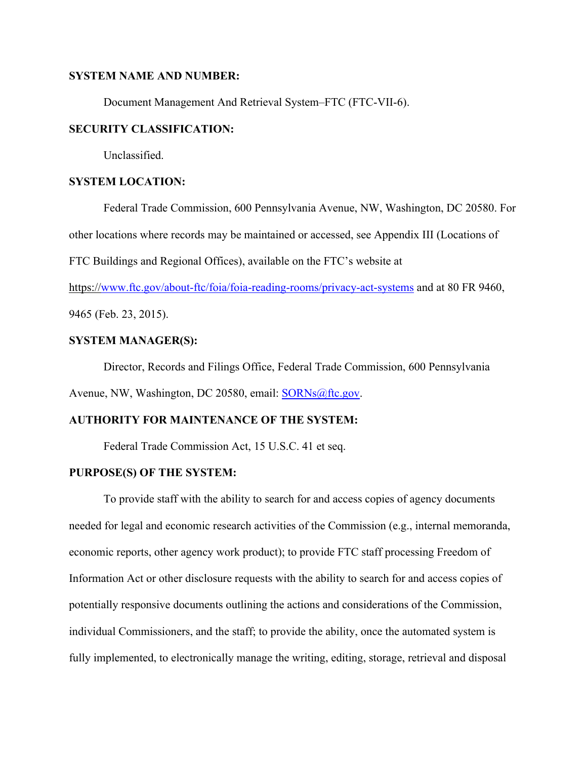**SYSTEM NAME AND NUMBER:**

Document Management And Retrieval System–FTC (FTC-VII-6).

**SECURITY CLASSIFICATION:**

Unclassified.

**SYSTEM LOCATION:**

Federal Trade Commission, 600 Pennsylvania Avenue, NW, Washington, DC 20580. For other locations where records may be maintained or accessed, see Appendix III (Locations of FTC Buildings and Regional Offices), available on the FTC's website at https://www.ftc.gov/about-ftc/foia/foia-reading-rooms/privacy-act-systems and at 80 FR 9460, 9465 (Feb. 23, 2015).

**SYSTEM MANAGER(S):**

Director, Records and Filings Office, Federal Trade Commission, 600 Pennsylvania Avenue, NW, Washington, DC 20580, email: SORNs@ftc.gov.

**AUTHORITY FOR MAINTENANCE OF THE SYSTEM:**

Federal Trade Commission Act, 15 U.S.C. 41 et seq.

**PURPOSE(S) OF THE SYSTEM:**

To provide staff with the ability to search for and access copies of agency documents needed for legal and economic research activities of the Commission (e.g., internal memoranda, economic reports, other agency work product); to provide FTC staff processing Freedom of Information Act or other disclosure requests with the ability to search for and access copies of potentially responsive documents outlining the actions and considerations of the Commission, individual Commissioners, and the staff; to provide the ability, once the automated system is fully implemented, to electronically manage the writing, editing, storage, retrieval and disposal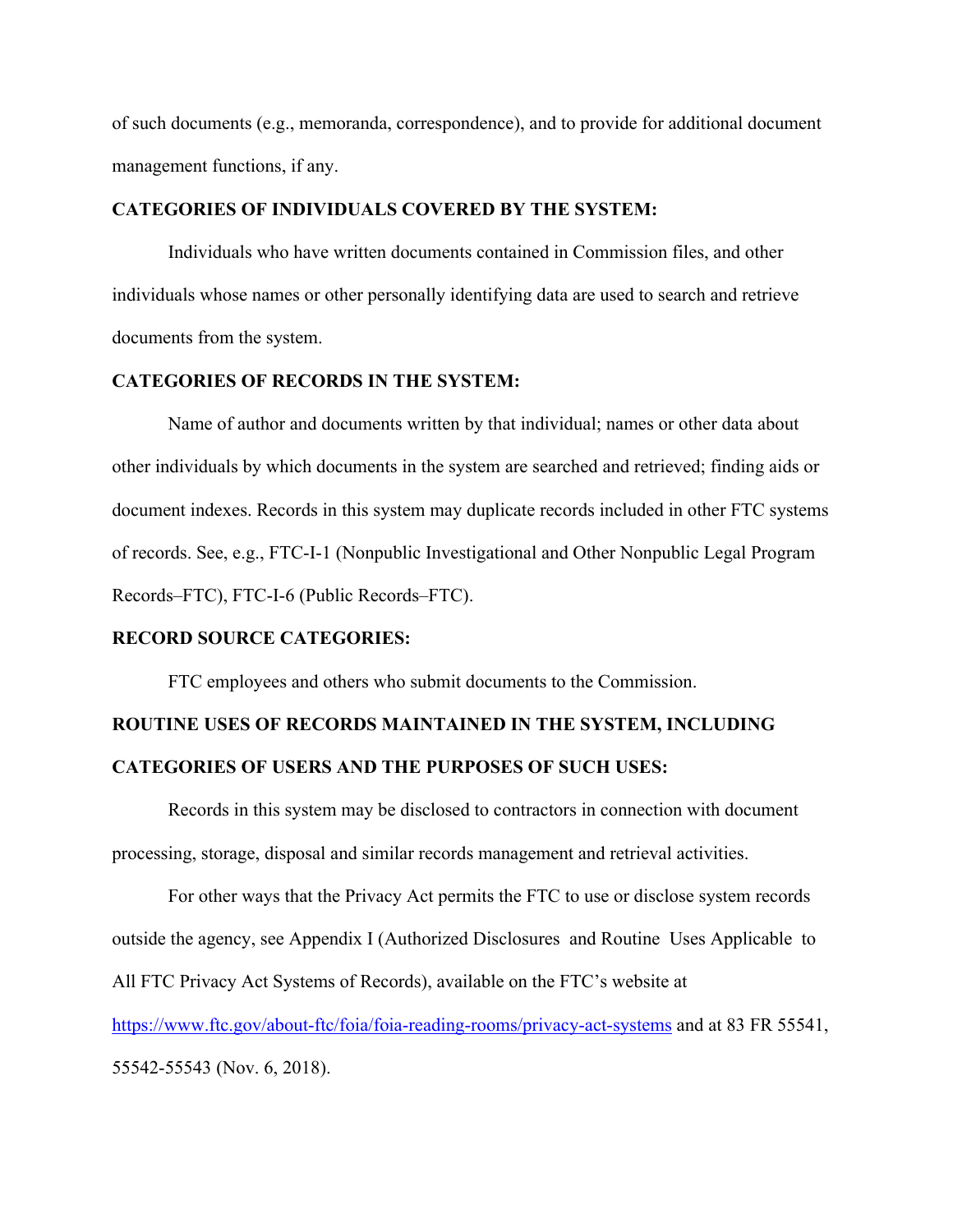of such documents (e.g., memoranda, correspondence), and to provide for additional document management functions, if any.

**CATEGORIES OF INDIVIDUALS COVERED BY THE SYSTEM:**

Individuals who have written documents contained in Commission files, and other individuals whose names or other personally identifying data are used to search and retrieve documents from the system.

**CATEGORIES OF RECORDS IN THE SYSTEM:**

Name of author and documents written by that individual; names or other data about other individuals by which documents in the system are searched and retrieved; finding aids or document indexes. Records in this system may duplicate records included in other FTC systems of records. See, e.g., FTC-I-1 (Nonpublic Investigational and Other Nonpublic Legal Program Records–FTC), FTC-I-6 (Public Records–FTC).

**RECORD SOURCE CATEGORIES:**

FTC employees and others who submit documents to the Commission.

**ROUTINE USES OF RECORDS MAINTAINED IN THE SYSTEM, INCLUDING CATEGORIES OF USERS AND THE PURPOSES OF SUCH USES:**

Records in this system may be disclosed to contractors in connection with document processing, storage, disposal and similar records management and retrieval activities.

For other ways that the Privacy Act permits the FTC to use or disclose system records outside the agency, see Appendix I (Authorized Disclosures and Routine Uses Applicable to All FTC Privacy Act Systems of Records), available on the FTC's website at https://www.ftc.gov/about-ftc/foia/foia-reading-rooms/privacy-act-systems and at 83 FR 55541, 55542-55543 (Nov. 6, 2018).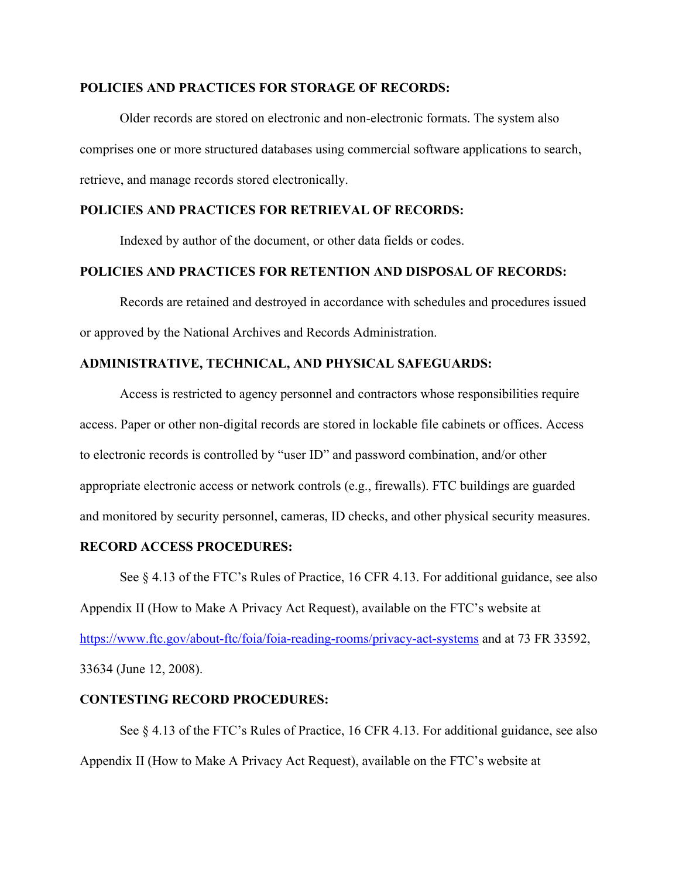**POLICIES AND PRACTICES FOR STORAGE OF RECORDS:**

Older records are stored on electronic and non-electronic formats. The system also comprises one or more structured databases using commercial software applications to search, retrieve, and manage records stored electronically.

**POLICIES AND PRACTICES FOR RETRIEVAL OF RECORDS:**

Indexed by author of the document, or other data fields or codes.

**POLICIES AND PRACTICES FOR RETENTION AND DISPOSAL OF RECORDS:**

Records are retained and destroyed in accordance with schedules and procedures issued or approved by the National Archives and Records Administration.

**ADMINISTRATIVE, TECHNICAL, AND PHYSICAL SAFEGUARDS:**

Access is restricted to agency personnel and contractors whose responsibilities require access. Paper or other non-digital records are stored in lockable file cabinets or offices. Access to electronic records is controlled by "user ID" and password combination, and/or other appropriate electronic access or network controls (e.g., firewalls). FTC buildings are guarded and monitored by security personnel, cameras, ID checks, and other physical security measures.

**RECORD ACCESS PROCEDURES:**

See § 4.13 of the FTC's Rules of Practice, 16 CFR 4.13. For additional guidance, see also Appendix II (How to Make A Privacy Act Request), available on the FTC's website at https://www.ftc.gov/about-ftc/foia/foia-reading-rooms/privacy-act-systems and at 73 FR 33592, 33634 (June 12, 2008).

**CONTESTING RECORD PROCEDURES:**

See § 4.13 of the FTC's Rules of Practice, 16 CFR 4.13. For additional guidance, see also Appendix II (How to Make A Privacy Act Request), available on the FTC's website at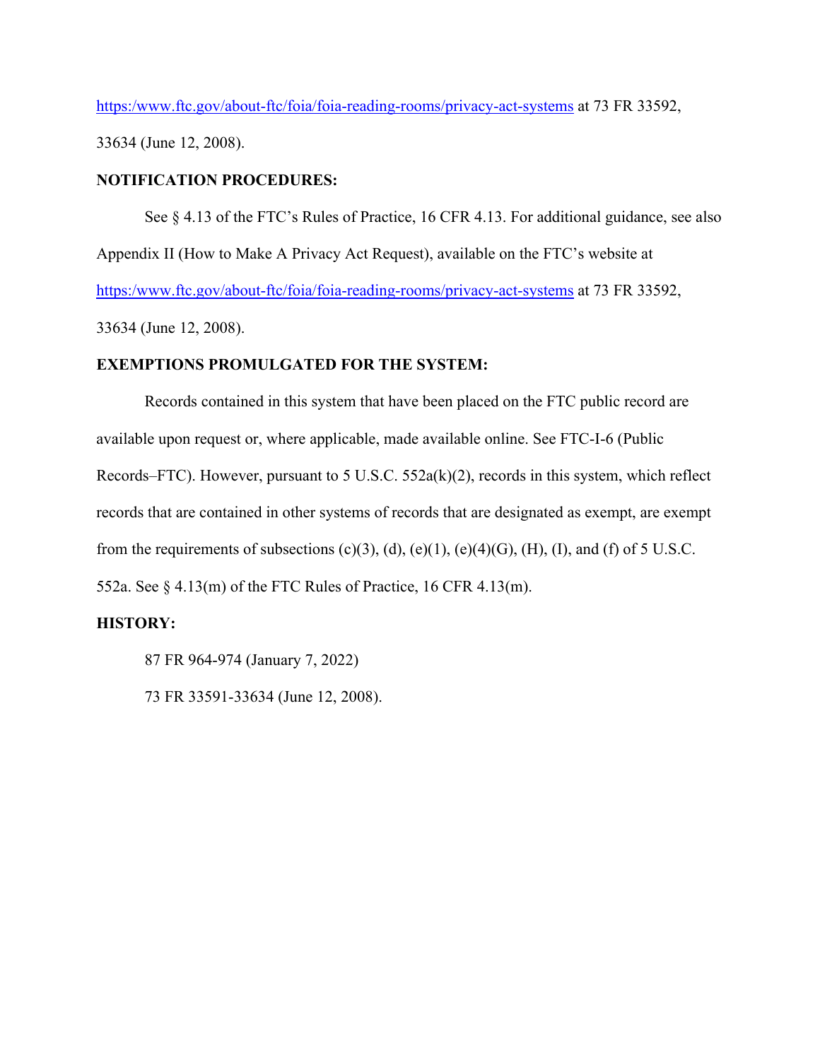https:/www.ftc.gov/about-ftc/foia/foia-reading-rooms/privacy-act-systems at 73 FR 33592, 33634 (June 12, 2008).

**NOTIFICATION PROCEDURES:**

See § 4.13 of the FTC's Rules of Practice, 16 CFR 4.13. For additional guidance, see also Appendix II (How to Make A Privacy Act Request), available on the FTC's website at https:/www.ftc.gov/about-ftc/foia/foia-reading-rooms/privacy-act-systems at 73 FR 33592, 33634 (June 12, 2008).

**EXEMPTIONS PROMULGATED FOR THE SYSTEM:**

Records contained in this system that have been placed on the FTC public record are available upon request or, where applicable, made available online. See FTC-I-6 (Public Records–FTC). However, pursuant to 5 U.S.C. 552a(k)(2), records in this system, which reflect records that are contained in other systems of records that are designated as exempt, are exempt from the requirements of subsections (c)(3), (d), (e)(1), (e)(4)(G), (H), (I), and (f) of 5 U.S.C. 552a. See § 4.13(m) of the FTC Rules of Practice, 16 CFR 4.13(m).

**HISTORY:**

87 FR 964-974 (January 7, 2022)

73 FR 33591-33634 (June 12, 2008).